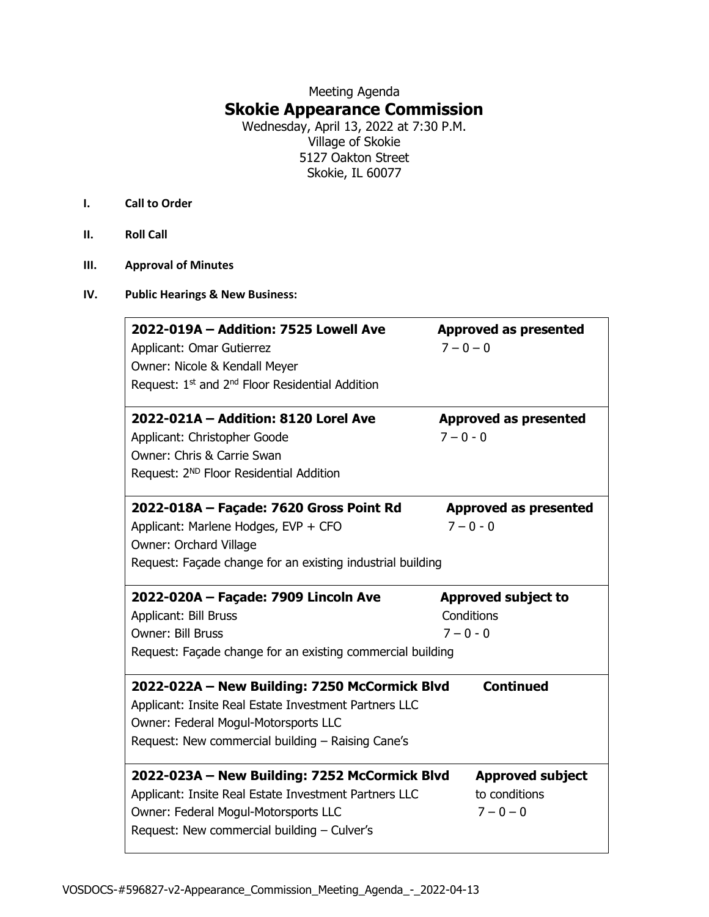Meeting Agenda

# Skokie Appearance Commission

Wednesday, April 13, 2022 at 7:30 P.M.
Village of Skokie
5127 Oakton Street
Skokie, IL 60077

**I. Call to Order**

**II. Roll Call**

**III. Approval of Minutes**

**IV. Public Hearings & New Business:**

| Item | Action |
|---|---|
| **2022-019A – Addition: 7525 Lowell Ave**<br>Applicant: Omar Gutierrez<br>Owner: Nicole & Kendall Meyer<br>Request: 1st and 2nd Floor Residential Addition | **Approved as presented**<br>7 – 0 – 0 |
| **2022-021A – Addition: 8120 Lorel Ave**<br>Applicant: Christopher Goode<br>Owner: Chris & Carrie Swan<br>Request: 2ND Floor Residential Addition | **Approved as presented**<br>7 – 0 - 0 |
| **2022-018A – Façade: 7620 Gross Point Rd**<br>Applicant: Marlene Hodges, EVP + CFO<br>Owner: Orchard Village<br>Request: Façade change for an existing industrial building | **Approved as presented**<br>7 – 0 - 0 |
| **2022-020A – Façade: 7909 Lincoln Ave**<br>Applicant: Bill Bruss<br>Owner: Bill Bruss<br>Request: Façade change for an existing commercial building | **Approved subject to** Conditions<br>7 – 0 - 0 |
| **2022-022A – New Building: 7250 McCormick Blvd**<br>Applicant: Insite Real Estate Investment Partners LLC<br>Owner: Federal Mogul-Motorsports LLC<br>Request: New commercial building – Raising Cane's | **Continued** |
| **2022-023A – New Building: 7252 McCormick Blvd**<br>Applicant: Insite Real Estate Investment Partners LLC<br>Owner: Federal Mogul-Motorsports LLC<br>Request: New commercial building – Culver's | **Approved subject** to conditions<br>7 – 0 – 0 |

VOSDOCS-#596827-v2-Appearance_Commission_Meeting_Agenda_-_2022-04-13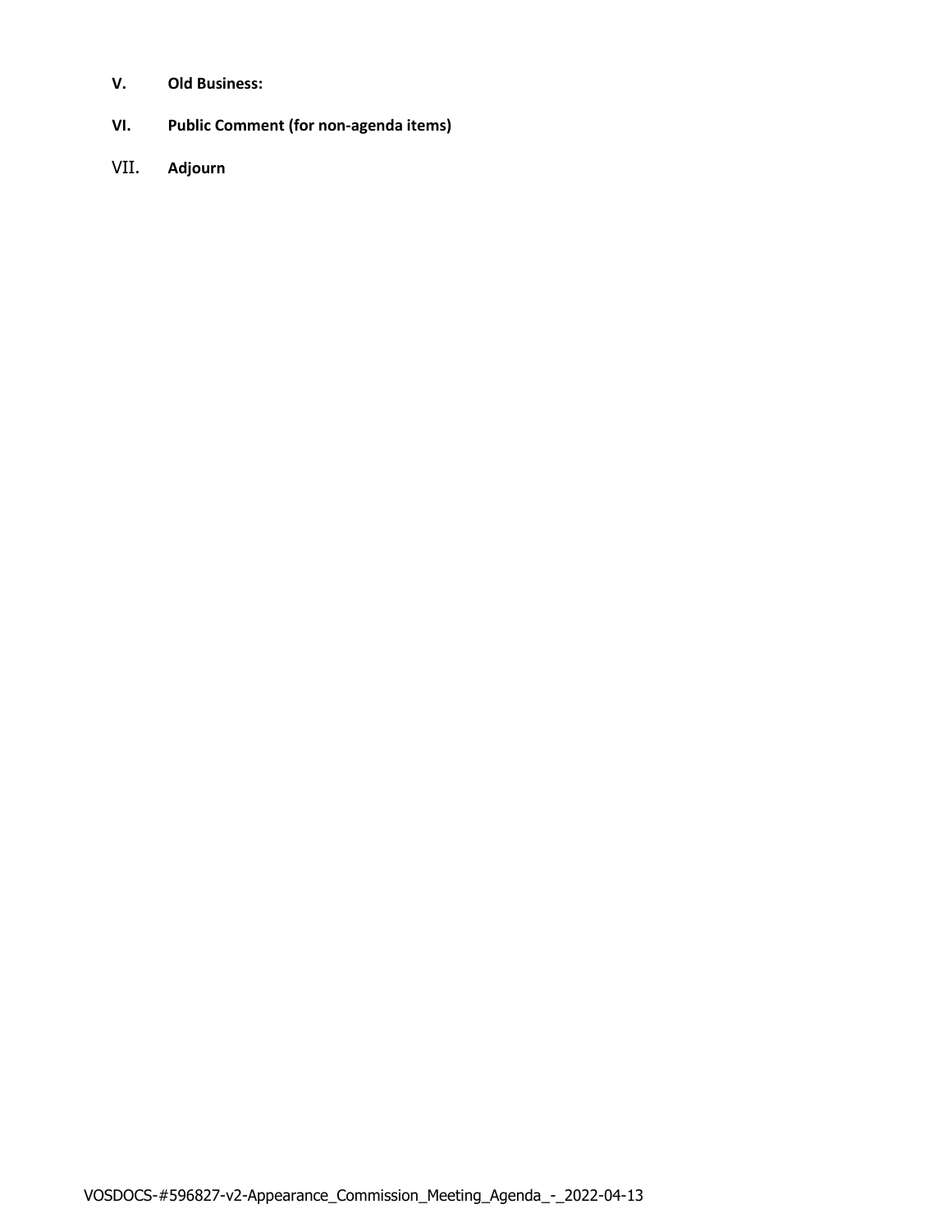**V. Old Business:**

**VI. Public Comment (for non-agenda items)**

VII. **Adjourn**